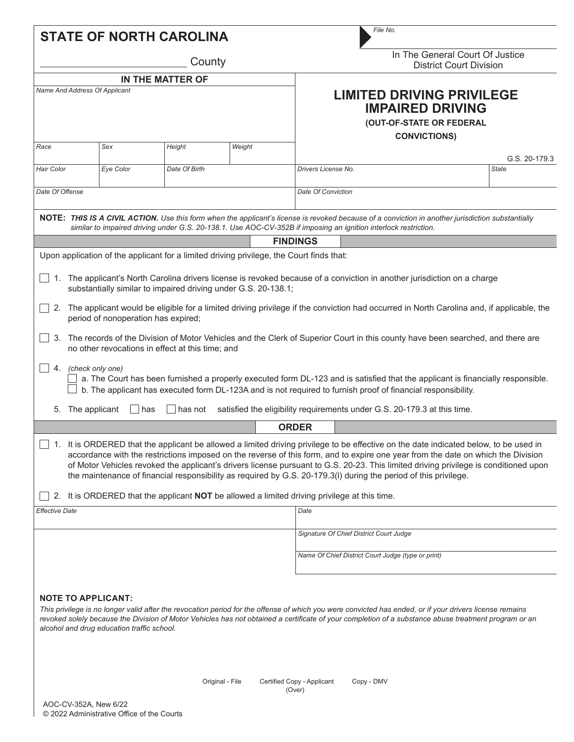**STATE OF NORTH CAROLINA**

_________________________ County

File No.

In The General Court Of Justice
District Court Division

**IN THE MATTER OF**

Name And Address Of Applicant

# LIMITED DRIVING PRIVILEGE IMPAIRED DRIVING

**(OUT-OF-STATE OR FEDERAL CONVICTIONS)**

G.S. 20-179.3

| Race | Sex | Height | Weight |
|---|---|---|---|
| | | | |

| Hair Color | Eye Color | Date Of Birth | Drivers License No. | State |
|---|---|---|---|---|
| | | | | |

| Date Of Offense | Date Of Conviction |
|---|---|
| | |

**NOTE:** ***THIS IS A CIVIL ACTION.*** *Use this form when the applicant's license is revoked because of a conviction in another jurisdiction substantially similar to impaired driving under G.S. 20-138.1. Use AOC-CV-352B if imposing an ignition interlock restriction.*

## FINDINGS

Upon application of the applicant for a limited driving privilege, the Court finds that:

☐ 1. The applicant's North Carolina drivers license is revoked because of a conviction in another jurisdiction on a charge substantially similar to impaired driving under G.S. 20-138.1;

☐ 2. The applicant would be eligible for a limited driving privilege if the conviction had occurred in North Carolina and, if applicable, the period of nonoperation has expired;

☐ 3. The records of the Division of Motor Vehicles and the Clerk of Superior Court in this county have been searched, and there are no other revocations in effect at this time; and

☐ 4. *(check only one)*
   ☐ a. The Court has been furnished a properly executed form DL-123 and is satisfied that the applicant is financially responsible.
   ☐ b. The applicant has executed form DL-123A and is not required to furnish proof of financial responsibility.

5. The applicant ☐ has ☐ has not satisfied the eligibility requirements under G.S. 20-179.3 at this time.

## ORDER

☐ 1. It is ORDERED that the applicant be allowed a limited driving privilege to be effective on the date indicated below, to be used in accordance with the restrictions imposed on the reverse of this form, and to expire one year from the date on which the Division of Motor Vehicles revoked the applicant's drivers license pursuant to G.S. 20-23. This limited driving privilege is conditioned upon the maintenance of financial responsibility as required by G.S. 20-179.3(l) during the period of this privilege.

☐ 2. It is ORDERED that the applicant **NOT** be allowed a limited driving privilege at this time.

| Effective Date | Date |
|---|---|
| | |
| | Signature Of Chief District Court Judge |
| | Name Of Chief District Court Judge (type or print) |

**NOTE TO APPLICANT:**

*This privilege is no longer valid after the revocation period for the offense of which you were convicted has ended, or if your drivers license remains revoked solely because the Division of Motor Vehicles has not obtained a certificate of your completion of a substance abuse treatment program or an alcohol and drug education traffic school.*

Original - File     Certified Copy - Applicant     Copy - DMV

(Over)

AOC-CV-352A, New 6/22
© 2022 Administrative Office of the Courts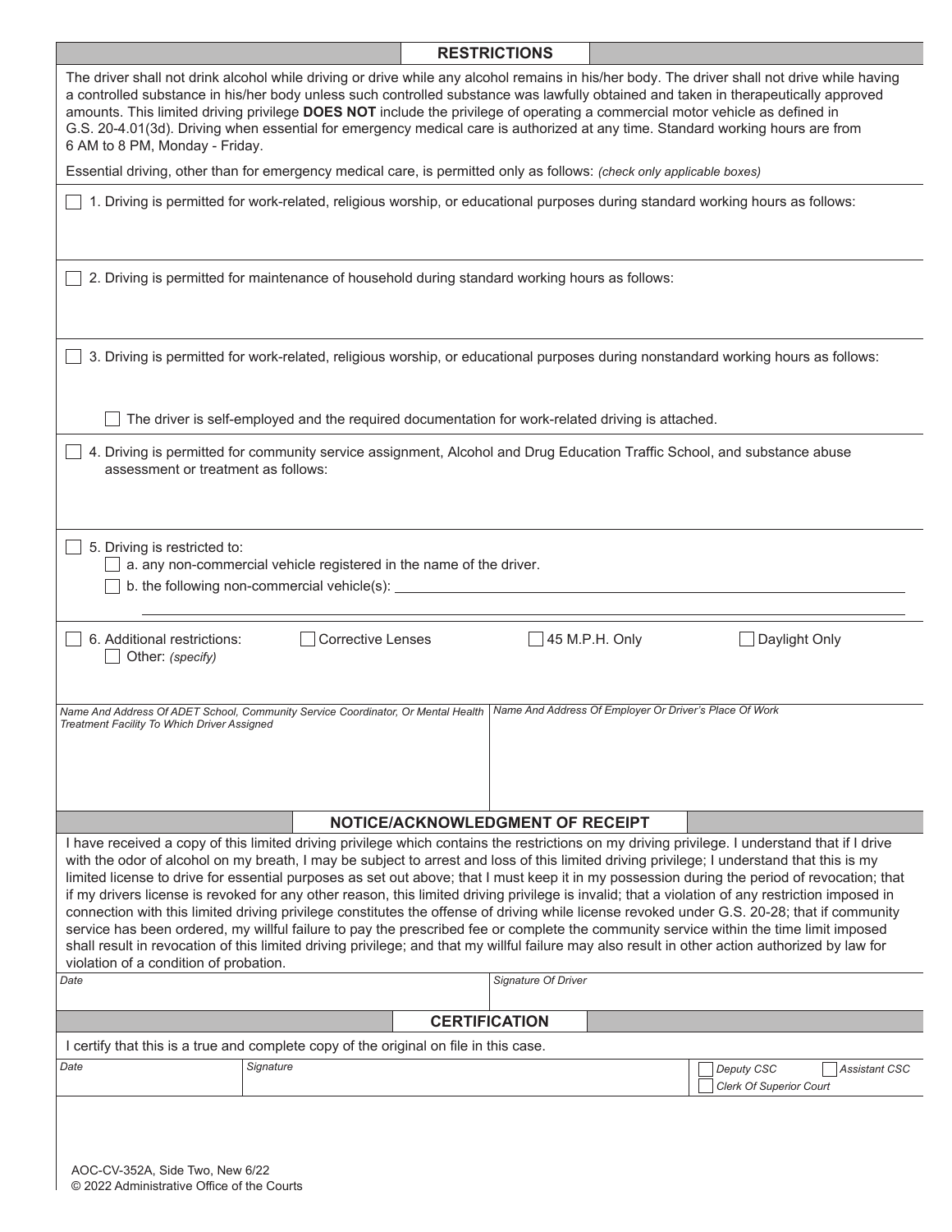## RESTRICTIONS

The driver shall not drink alcohol while driving or drive while any alcohol remains in his/her body. The driver shall not drive while having a controlled substance in his/her body unless such controlled substance was lawfully obtained and taken in therapeutically approved amounts. This limited driving privilege **DOES NOT** include the privilege of operating a commercial motor vehicle as defined in G.S. 20-4.01(3d). Driving when essential for emergency medical care is authorized at any time. Standard working hours are from 6 AM to 8 PM, Monday - Friday.

Essential driving, other than for emergency medical care, is permitted only as follows: *(check only applicable boxes)*

☐ 1. Driving is permitted for work-related, religious worship, or educational purposes during standard working hours as follows:

☐ 2. Driving is permitted for maintenance of household during standard working hours as follows:

☐ 3. Driving is permitted for work-related, religious worship, or educational purposes during nonstandard working hours as follows:

☐ The driver is self-employed and the required documentation for work-related driving is attached.

☐ 4. Driving is permitted for community service assignment, Alcohol and Drug Education Traffic School, and substance abuse assessment or treatment as follows:

☐ 5. Driving is restricted to:
- ☐ a. any non-commercial vehicle registered in the name of the driver.
- ☐ b. the following non-commercial vehicle(s): ______________________________

☐ 6. Additional restrictions: ☐ Corrective Lenses ☐ 45 M.P.H. Only ☐ Daylight Only
☐ Other: *(specify)*

| *Name And Address Of ADET School, Community Service Coordinator, Or Mental Health Treatment Facility To Which Driver Assigned* | *Name And Address Of Employer Or Driver's Place Of Work* |
|---|---|
| | |

## NOTICE/ACKNOWLEDGMENT OF RECEIPT

I have received a copy of this limited driving privilege which contains the restrictions on my driving privilege. I understand that if I drive with the odor of alcohol on my breath, I may be subject to arrest and loss of this limited driving privilege; I understand that this is my limited license to drive for essential purposes as set out above; that I must keep it in my possession during the period of revocation; that if my drivers license is revoked for any other reason, this limited driving privilege is invalid; that a violation of any restriction imposed in connection with this limited driving privilege constitutes the offense of driving while license revoked under G.S. 20-28; that if community service has been ordered, my willful failure to pay the prescribed fee or complete the community service within the time limit imposed shall result in revocation of this limited driving privilege; and that my willful failure may also result in other action authorized by law for violation of a condition of probation.

| *Date* | *Signature Of Driver* |
|---|---|
| | |

## CERTIFICATION

I certify that this is a true and complete copy of the original on file in this case.

| *Date* | *Signature* | ☐ *Deputy CSC* ☐ *Assistant CSC* ☐ *Clerk Of Superior Court* |
|---|---|---|
| | | |

AOC-CV-352A, Side Two, New 6/22
© 2022 Administrative Office of the Courts